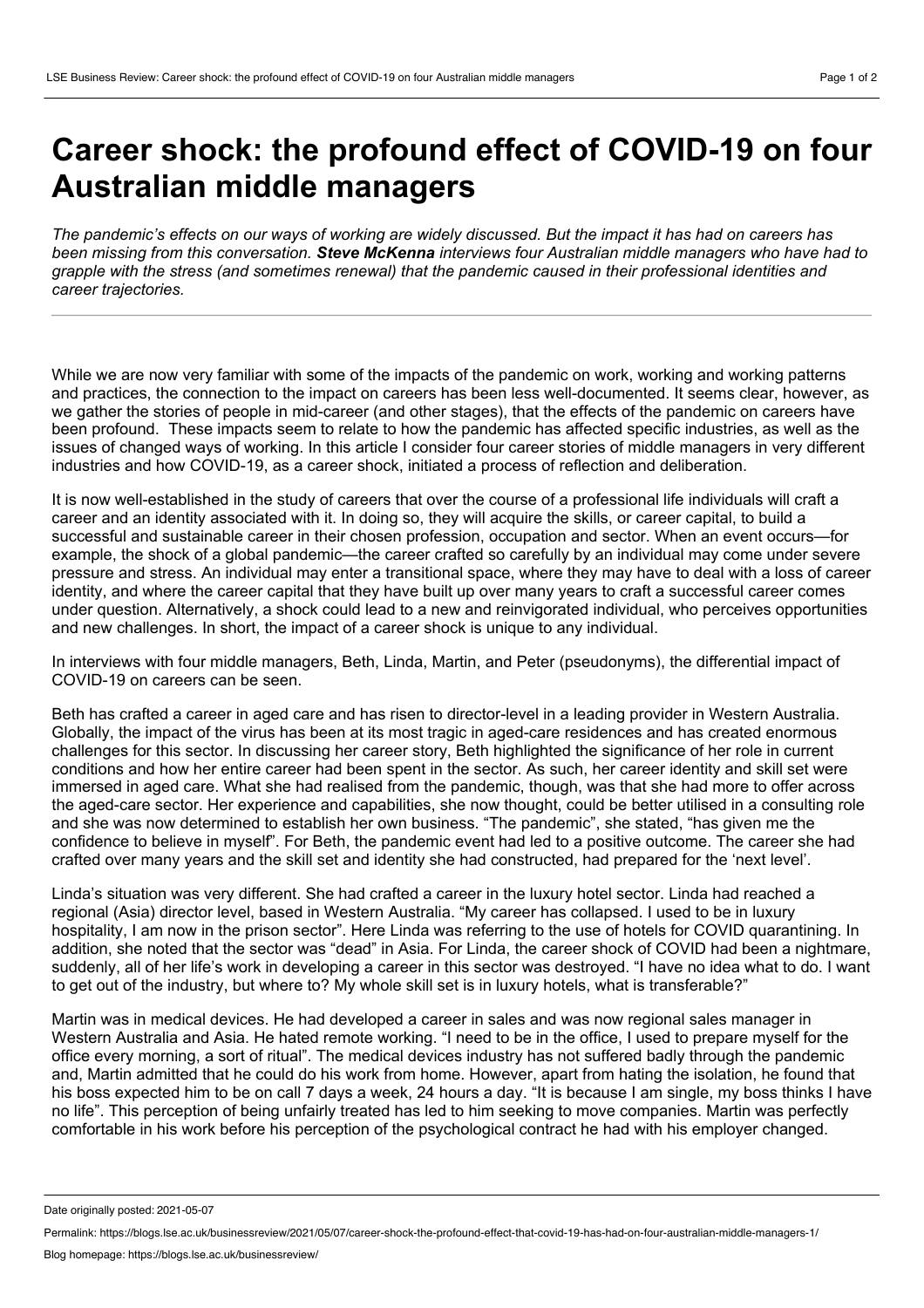# Career shock: the profound effect of COVID-19 on four Australian middle managers

*The pandemic's effects on our ways of working are widely discussed. But the impact it has had on careers has been missing from this conversation.* ***Steve McKenna*** *interviews four Australian middle managers who have had to grapple with the stress (and sometimes renewal) that the pandemic caused in their professional identities and career trajectories.*

---

While we are now very familiar with some of the impacts of the pandemic on work, working and working patterns and practices, the connection to the impact on careers has been less well-documented. It seems clear, however, as we gather the stories of people in mid-career (and other stages), that the effects of the pandemic on careers have been profound. These impacts seem to relate to how the pandemic has affected specific industries, as well as the issues of changed ways of working. In this article I consider four career stories of middle managers in very different industries and how COVID-19, as a career shock, initiated a process of reflection and deliberation.

It is now well-established in the study of careers that over the course of a professional life individuals will craft a career and an identity associated with it. In doing so, they will acquire the skills, or career capital, to build a successful and sustainable career in their chosen profession, occupation and sector. When an event occurs—for example, the shock of a global pandemic—the career crafted so carefully by an individual may come under severe pressure and stress. An individual may enter a transitional space, where they may have to deal with a loss of career identity, and where the career capital that they have built up over many years to craft a successful career comes under question. Alternatively, a shock could lead to a new and reinvigorated individual, who perceives opportunities and new challenges. In short, the impact of a career shock is unique to any individual.

In interviews with four middle managers, Beth, Linda, Martin, and Peter (pseudonyms), the differential impact of COVID-19 on careers can be seen.

Beth has crafted a career in aged care and has risen to director-level in a leading provider in Western Australia. Globally, the impact of the virus has been at its most tragic in aged-care residences and has created enormous challenges for this sector. In discussing her career story, Beth highlighted the significance of her role in current conditions and how her entire career had been spent in the sector. As such, her career identity and skill set were immersed in aged care. What she had realised from the pandemic, though, was that she had more to offer across the aged-care sector. Her experience and capabilities, she now thought, could be better utilised in a consulting role and she was now determined to establish her own business. "The pandemic", she stated, "has given me the confidence to believe in myself". For Beth, the pandemic event had led to a positive outcome. The career she had crafted over many years and the skill set and identity she had constructed, had prepared for the 'next level'.

Linda's situation was very different. She had crafted a career in the luxury hotel sector. Linda had reached a regional (Asia) director level, based in Western Australia. "My career has collapsed. I used to be in luxury hospitality, I am now in the prison sector". Here Linda was referring to the use of hotels for COVID quarantining. In addition, she noted that the sector was "dead" in Asia. For Linda, the career shock of COVID had been a nightmare, suddenly, all of her life's work in developing a career in this sector was destroyed. "I have no idea what to do. I want to get out of the industry, but where to? My whole skill set is in luxury hotels, what is transferable?"

Martin was in medical devices. He had developed a career in sales and was now regional sales manager in Western Australia and Asia. He hated remote working. "I need to be in the office, I used to prepare myself for the office every morning, a sort of ritual". The medical devices industry has not suffered badly through the pandemic and, Martin admitted that he could do his work from home. However, apart from hating the isolation, he found that his boss expected him to be on call 7 days a week, 24 hours a day. "It is because I am single, my boss thinks I have no life". This perception of being unfairly treated has led to him seeking to move companies. Martin was perfectly comfortable in his work before his perception of the psychological contract he had with his employer changed.

Date originally posted: 2021-05-07

Permalink: https://blogs.lse.ac.uk/businessreview/2021/05/07/career-shock-the-profound-effect-that-covid-19-has-had-on-four-australian-middle-managers-1/

Blog homepage: https://blogs.lse.ac.uk/businessreview/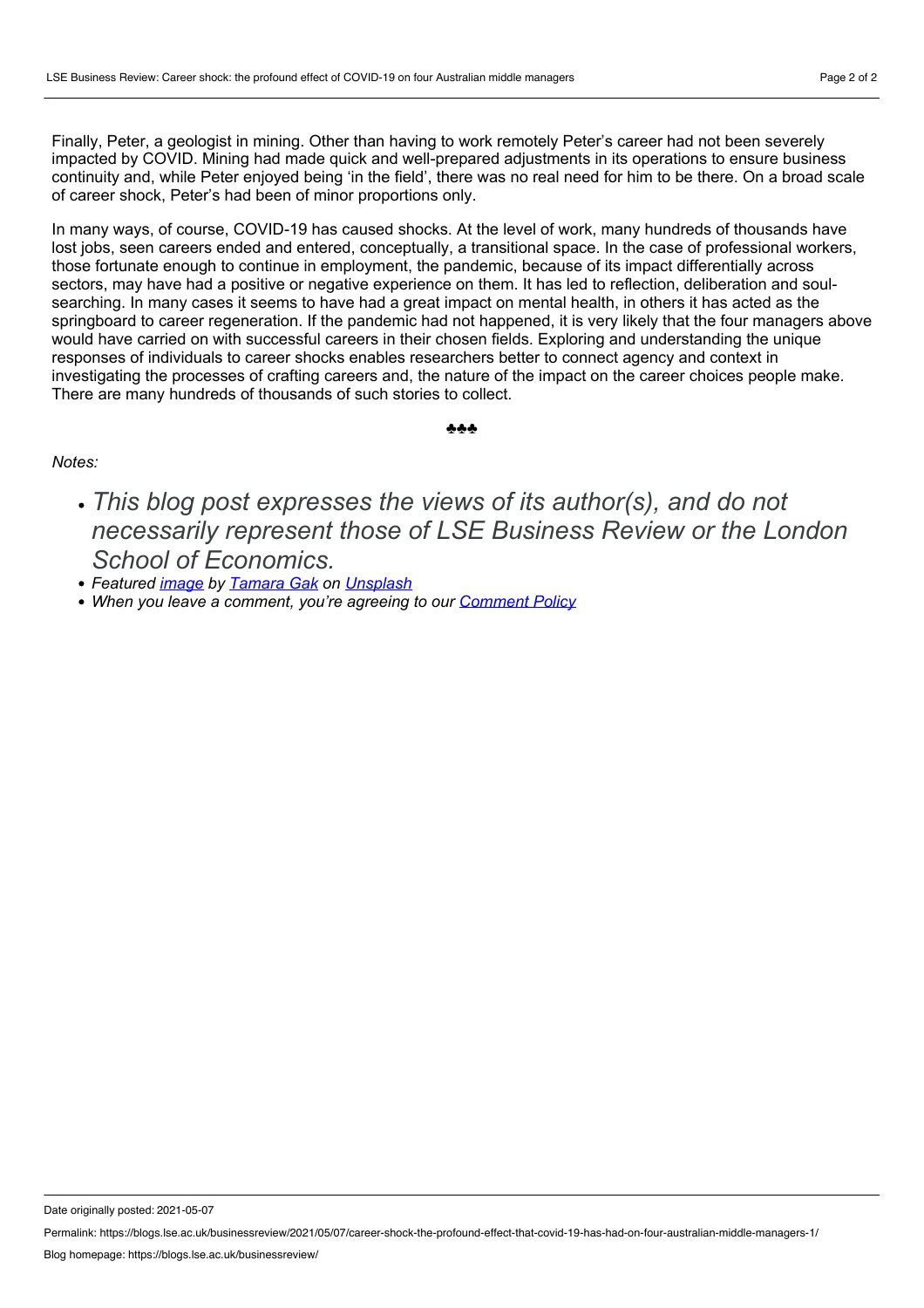Finally, Peter, a geologist in mining. Other than having to work remotely Peter's career had not been severely impacted by COVID. Mining had made quick and well-prepared adjustments in its operations to ensure business continuity and, while Peter enjoyed being 'in the field', there was no real need for him to be there. On a broad scale of career shock, Peter's had been of minor proportions only.

In many ways, of course, COVID-19 has caused shocks. At the level of work, many hundreds of thousands have lost jobs, seen careers ended and entered, conceptually, a transitional space. In the case of professional workers, those fortunate enough to continue in employment, the pandemic, because of its impact differentially across sectors, may have had a positive or negative experience on them. It has led to reflection, deliberation and soul-searching. In many cases it seems to have had a great impact on mental health, in others it has acted as the springboard to career regeneration. If the pandemic had not happened, it is very likely that the four managers above would have carried on with successful careers in their chosen fields. Exploring and understanding the unique responses of individuals to career shocks enables researchers better to connect agency and context in investigating the processes of crafting careers and, the nature of the impact on the career choices people make. There are many hundreds of thousands of such stories to collect.

♣♣♣

*Notes:*

- *This blog post expresses the views of its author(s), and do not necessarily represent those of LSE Business Review or the London School of Economics.*
- *Featured image by Tamara Gak on Unsplash*
- *When you leave a comment, you're agreeing to our Comment Policy*

Date originally posted: 2021-05-07

Permalink: https://blogs.lse.ac.uk/businessreview/2021/05/07/career-shock-the-profound-effect-that-covid-19-has-had-on-four-australian-middle-managers-1/

Blog homepage: https://blogs.lse.ac.uk/businessreview/